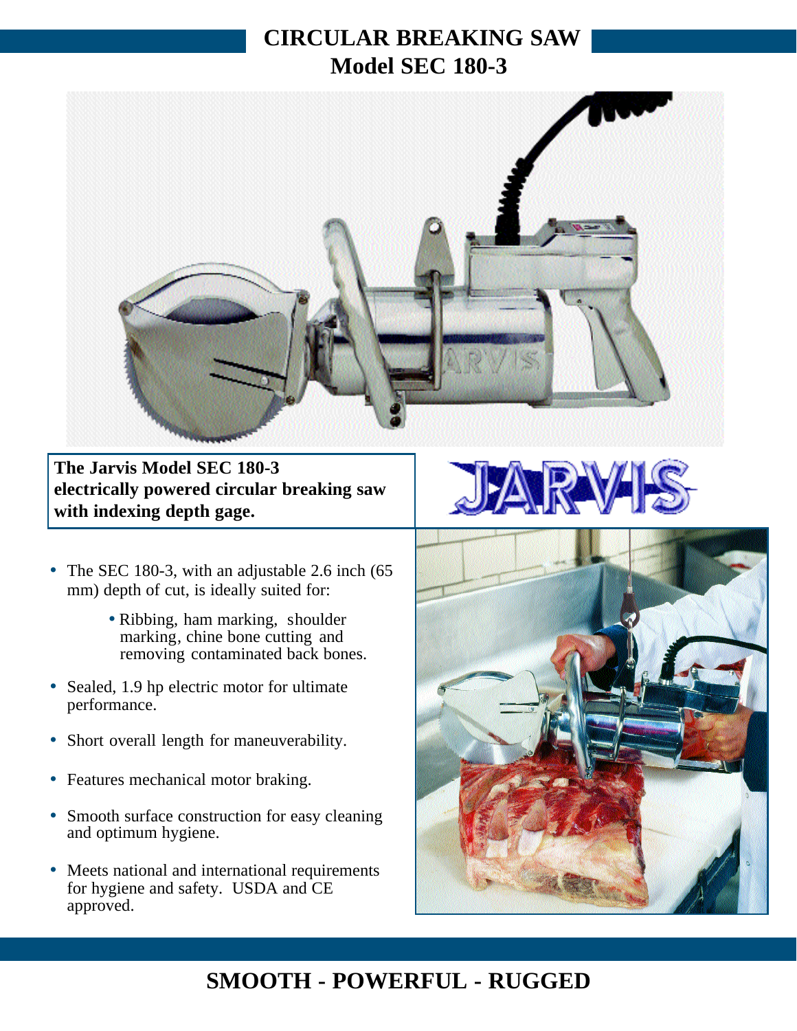# CIRCULAR BREAKING SAW
## Model SEC 180-3

**The Jarvis Model SEC 180-3 electrically powered circular breaking saw with indexing depth gage.**

JARVIS

- The SEC 180-3, with an adjustable 2.6 inch (65 mm) depth of cut, is ideally suited for:
  - Ribbing, ham marking, shoulder marking, chine bone cutting and removing contaminated back bones.
- Sealed, 1.9 hp electric motor for ultimate performance.
- Short overall length for maneuverability.
- Features mechanical motor braking.
- Smooth surface construction for easy cleaning and optimum hygiene.
- Meets national and international requirements for hygiene and safety. USDA and CE approved.

**SMOOTH - POWERFUL - RUGGED**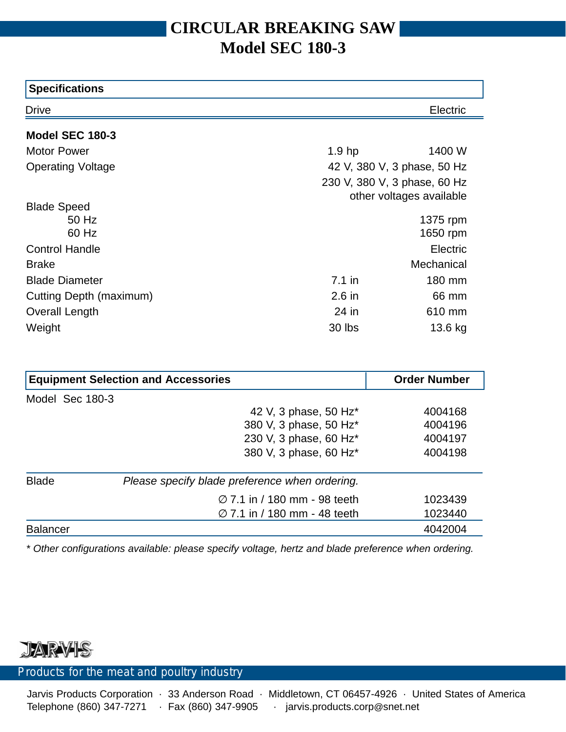# CIRCULAR BREAKING SAW
## Model SEC 180-3

| Specifications | | |
|---|---|---|
| Drive | | Electric |
| **Model SEC 180-3** | | |
| Motor Power | 1.9 hp | 1400 W |
| Operating Voltage | | 42 V, 380 V, 3 phase, 50 Hz |
| | | 230 V, 380 V, 3 phase, 60 Hz |
| | | other voltages available |
| Blade Speed | | |
| 50 Hz | | 1375 rpm |
| 60 Hz | | 1650 rpm |
| Control Handle | | Electric |
| Brake | | Mechanical |
| Blade Diameter | 7.1 in | 180 mm |
| Cutting Depth (maximum) | 2.6 in | 66 mm |
| Overall Length | 24 in | 610 mm |
| Weight | 30 lbs | 13.6 kg |

| Equipment Selection and Accessories | | Order Number |
|---|---|---|
| Model Sec 180-3 | | |
| | 42 V, 3 phase, 50 Hz* | 4004168 |
| | 380 V, 3 phase, 50 Hz* | 4004196 |
| | 230 V, 3 phase, 60 Hz* | 4004197 |
| | 380 V, 3 phase, 60 Hz* | 4004198 |
| Blade | *Please specify blade preference when ordering.* | |
| | ∅ 7.1 in / 180 mm - 98 teeth | 1023439 |
| | ∅ 7.1 in / 180 mm - 48 teeth | 1023440 |
| Balancer | | 4042004 |

*\* Other configurations available: please specify voltage, hertz and blade preference when ordering.*

JARVIS

Products for the meat and poultry industry

Jarvis Products Corporation · 33 Anderson Road · Middletown, CT 06457-4926 · United States of America
Telephone (860) 347-7271 · Fax (860) 347-9905 · jarvis.products.corp@snet.net